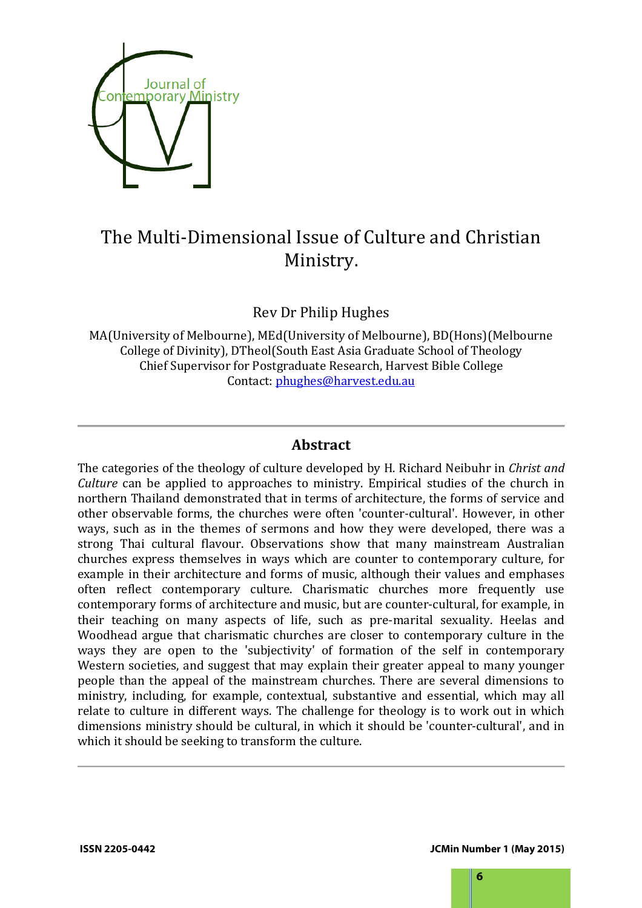# The Multi-Dimensional Issue of Culture and Christian Ministry.

Rev Dr Philip Hughes

MA(University of Melbourne), MEd(University of Melbourne), BD(Hons)(Melbourne College of Divinity), DTheol(South East Asia Graduate School of Theology
Chief Supervisor for Postgraduate Research, Harvest Bible College
Contact: phughes@harvest.edu.au

## Abstract

The categories of the theology of culture developed by H. Richard Neibuhr in *Christ and Culture* can be applied to approaches to ministry. Empirical studies of the church in northern Thailand demonstrated that in terms of architecture, the forms of service and other observable forms, the churches were often 'counter-cultural'. However, in other ways, such as in the themes of sermons and how they were developed, there was a strong Thai cultural flavour. Observations show that many mainstream Australian churches express themselves in ways which are counter to contemporary culture, for example in their architecture and forms of music, although their values and emphases often reflect contemporary culture. Charismatic churches more frequently use contemporary forms of architecture and music, but are counter-cultural, for example, in their teaching on many aspects of life, such as pre-marital sexuality. Heelas and Woodhead argue that charismatic churches are closer to contemporary culture in the ways they are open to the 'subjectivity' of formation of the self in contemporary Western societies, and suggest that may explain their greater appeal to many younger people than the appeal of the mainstream churches. There are several dimensions to ministry, including, for example, contextual, substantive and essential, which may all relate to culture in different ways. The challenge for theology is to work out in which dimensions ministry should be cultural, in which it should be 'counter-cultural', and in which it should be seeking to transform the culture.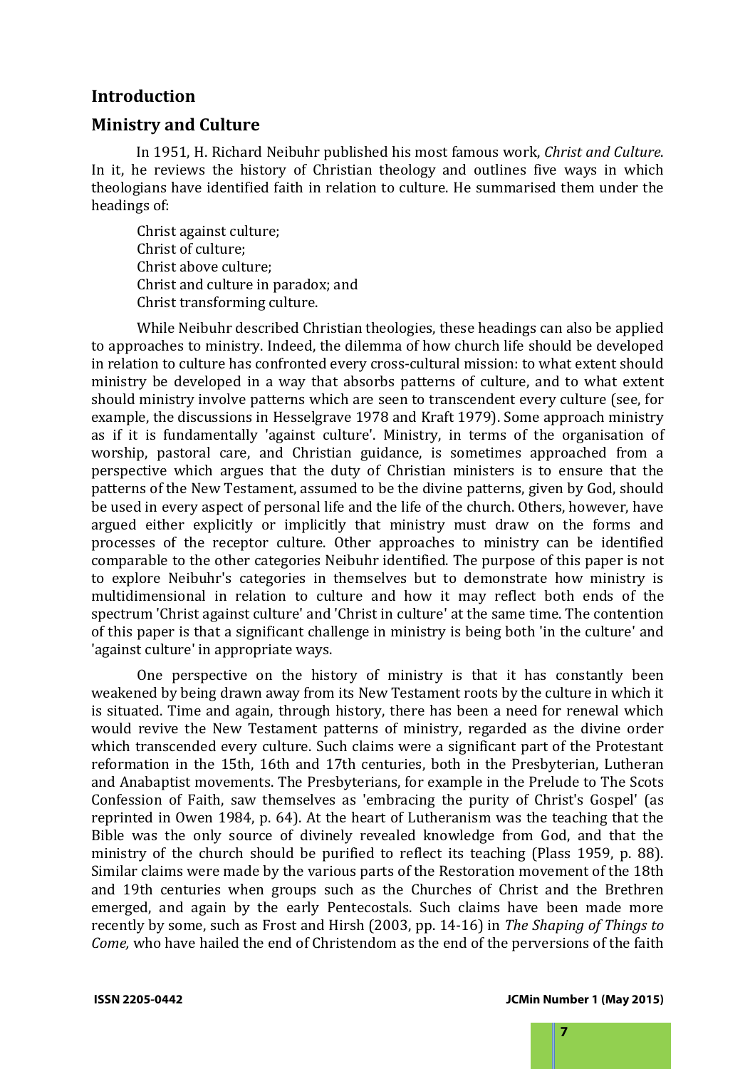## Introduction

## Ministry and Culture

In 1951, H. Richard Neibuhr published his most famous work, *Christ and Culture*. In it, he reviews the history of Christian theology and outlines five ways in which theologians have identified faith in relation to culture. He summarised them under the headings of:

Christ against culture;  
Christ of culture;  
Christ above culture;  
Christ and culture in paradox; and  
Christ transforming culture.

While Neibuhr described Christian theologies, these headings can also be applied to approaches to ministry. Indeed, the dilemma of how church life should be developed in relation to culture has confronted every cross-cultural mission: to what extent should ministry be developed in a way that absorbs patterns of culture, and to what extent should ministry involve patterns which are seen to transcendent every culture (see, for example, the discussions in Hesselgrave 1978 and Kraft 1979). Some approach ministry as if it is fundamentally 'against culture'. Ministry, in terms of the organisation of worship, pastoral care, and Christian guidance, is sometimes approached from a perspective which argues that the duty of Christian ministers is to ensure that the patterns of the New Testament, assumed to be the divine patterns, given by God, should be used in every aspect of personal life and the life of the church. Others, however, have argued either explicitly or implicitly that ministry must draw on the forms and processes of the receptor culture. Other approaches to ministry can be identified comparable to the other categories Neibuhr identified. The purpose of this paper is not to explore Neibuhr's categories in themselves but to demonstrate how ministry is multidimensional in relation to culture and how it may reflect both ends of the spectrum 'Christ against culture' and 'Christ in culture' at the same time. The contention of this paper is that a significant challenge in ministry is being both 'in the culture' and 'against culture' in appropriate ways.

One perspective on the history of ministry is that it has constantly been weakened by being drawn away from its New Testament roots by the culture in which it is situated. Time and again, through history, there has been a need for renewal which would revive the New Testament patterns of ministry, regarded as the divine order which transcended every culture. Such claims were a significant part of the Protestant reformation in the 15th, 16th and 17th centuries, both in the Presbyterian, Lutheran and Anabaptist movements. The Presbyterians, for example in the Prelude to The Scots Confession of Faith, saw themselves as 'embracing the purity of Christ's Gospel' (as reprinted in Owen 1984, p. 64). At the heart of Lutheranism was the teaching that the Bible was the only source of divinely revealed knowledge from God, and that the ministry of the church should be purified to reflect its teaching (Plass 1959, p. 88). Similar claims were made by the various parts of the Restoration movement of the 18th and 19th centuries when groups such as the Churches of Christ and the Brethren emerged, and again by the early Pentecostals. Such claims have been made more recently by some, such as Frost and Hirsh (2003, pp. 14-16) in *The Shaping of Things to Come,* who have hailed the end of Christendom as the end of the perversions of the faith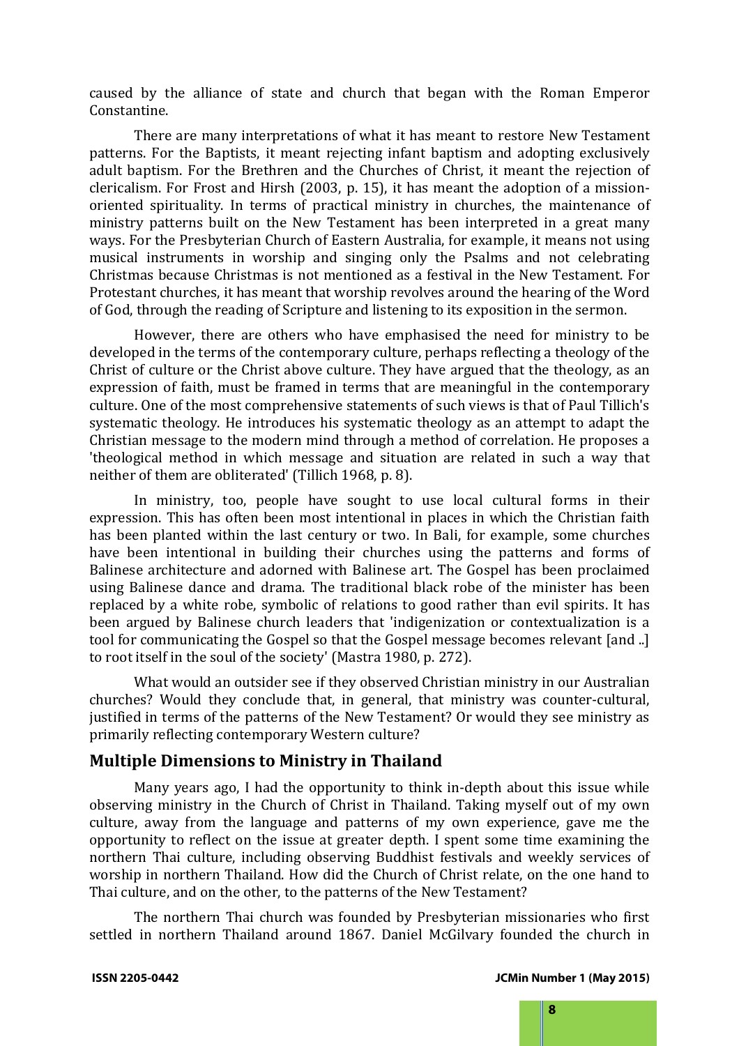caused by the alliance of state and church that began with the Roman Emperor Constantine.

There are many interpretations of what it has meant to restore New Testament patterns. For the Baptists, it meant rejecting infant baptism and adopting exclusively adult baptism. For the Brethren and the Churches of Christ, it meant the rejection of clericalism. For Frost and Hirsh (2003, p. 15), it has meant the adoption of a mission-oriented spirituality. In terms of practical ministry in churches, the maintenance of ministry patterns built on the New Testament has been interpreted in a great many ways. For the Presbyterian Church of Eastern Australia, for example, it means not using musical instruments in worship and singing only the Psalms and not celebrating Christmas because Christmas is not mentioned as a festival in the New Testament. For Protestant churches, it has meant that worship revolves around the hearing of the Word of God, through the reading of Scripture and listening to its exposition in the sermon.

However, there are others who have emphasised the need for ministry to be developed in the terms of the contemporary culture, perhaps reflecting a theology of the Christ of culture or the Christ above culture. They have argued that the theology, as an expression of faith, must be framed in terms that are meaningful in the contemporary culture. One of the most comprehensive statements of such views is that of Paul Tillich's systematic theology. He introduces his systematic theology as an attempt to adapt the Christian message to the modern mind through a method of correlation. He proposes a 'theological method in which message and situation are related in such a way that neither of them are obliterated' (Tillich 1968, p. 8).

In ministry, too, people have sought to use local cultural forms in their expression. This has often been most intentional in places in which the Christian faith has been planted within the last century or two. In Bali, for example, some churches have been intentional in building their churches using the patterns and forms of Balinese architecture and adorned with Balinese art. The Gospel has been proclaimed using Balinese dance and drama. The traditional black robe of the minister has been replaced by a white robe, symbolic of relations to good rather than evil spirits. It has been argued by Balinese church leaders that 'indigenization or contextualization is a tool for communicating the Gospel so that the Gospel message becomes relevant [and ..] to root itself in the soul of the society' (Mastra 1980, p. 272).

What would an outsider see if they observed Christian ministry in our Australian churches? Would they conclude that, in general, that ministry was counter-cultural, justified in terms of the patterns of the New Testament? Or would they see ministry as primarily reflecting contemporary Western culture?

## Multiple Dimensions to Ministry in Thailand

Many years ago, I had the opportunity to think in-depth about this issue while observing ministry in the Church of Christ in Thailand. Taking myself out of my own culture, away from the language and patterns of my own experience, gave me the opportunity to reflect on the issue at greater depth. I spent some time examining the northern Thai culture, including observing Buddhist festivals and weekly services of worship in northern Thailand. How did the Church of Christ relate, on the one hand to Thai culture, and on the other, to the patterns of the New Testament?

The northern Thai church was founded by Presbyterian missionaries who first settled in northern Thailand around 1867. Daniel McGilvary founded the church in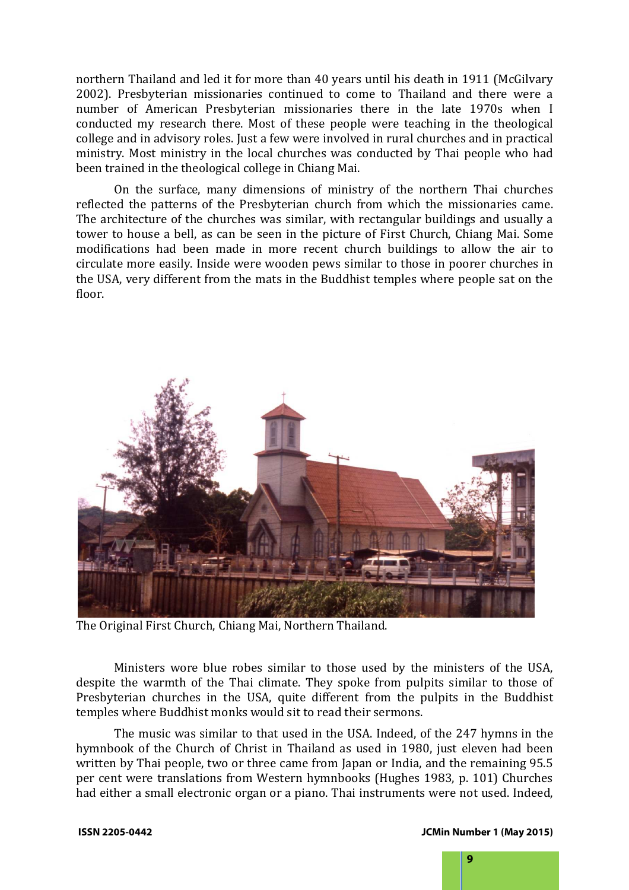northern Thailand and led it for more than 40 years until his death in 1911 (McGilvary 2002). Presbyterian missionaries continued to come to Thailand and there were a number of American Presbyterian missionaries there in the late 1970s when I conducted my research there. Most of these people were teaching in the theological college and in advisory roles. Just a few were involved in rural churches and in practical ministry. Most ministry in the local churches was conducted by Thai people who had been trained in the theological college in Chiang Mai.

On the surface, many dimensions of ministry of the northern Thai churches reflected the patterns of the Presbyterian church from which the missionaries came. The architecture of the churches was similar, with rectangular buildings and usually a tower to house a bell, as can be seen in the picture of First Church, Chiang Mai. Some modifications had been made in more recent church buildings to allow the air to circulate more easily. Inside were wooden pews similar to those in poorer churches in the USA, very different from the mats in the Buddhist temples where people sat on the floor.

The Original First Church, Chiang Mai, Northern Thailand.

Ministers wore blue robes similar to those used by the ministers of the USA, despite the warmth of the Thai climate. They spoke from pulpits similar to those of Presbyterian churches in the USA, quite different from the pulpits in the Buddhist temples where Buddhist monks would sit to read their sermons.

The music was similar to that used in the USA. Indeed, of the 247 hymns in the hymnbook of the Church of Christ in Thailand as used in 1980, just eleven had been written by Thai people, two or three came from Japan or India, and the remaining 95.5 per cent were translations from Western hymnbooks (Hughes 1983, p. 101) Churches had either a small electronic organ or a piano. Thai instruments were not used. Indeed,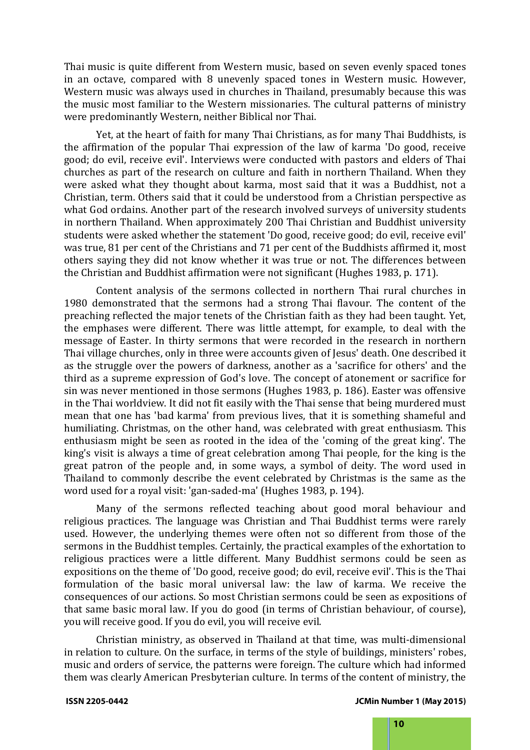Thai music is quite different from Western music, based on seven evenly spaced tones in an octave, compared with 8 unevenly spaced tones in Western music. However, Western music was always used in churches in Thailand, presumably because this was the music most familiar to the Western missionaries. The cultural patterns of ministry were predominantly Western, neither Biblical nor Thai.

Yet, at the heart of faith for many Thai Christians, as for many Thai Buddhists, is the affirmation of the popular Thai expression of the law of karma 'Do good, receive good; do evil, receive evil'. Interviews were conducted with pastors and elders of Thai churches as part of the research on culture and faith in northern Thailand. When they were asked what they thought about karma, most said that it was a Buddhist, not a Christian, term. Others said that it could be understood from a Christian perspective as what God ordains. Another part of the research involved surveys of university students in northern Thailand. When approximately 200 Thai Christian and Buddhist university students were asked whether the statement 'Do good, receive good; do evil, receive evil' was true, 81 per cent of the Christians and 71 per cent of the Buddhists affirmed it, most others saying they did not know whether it was true or not. The differences between the Christian and Buddhist affirmation were not significant (Hughes 1983, p. 171).

Content analysis of the sermons collected in northern Thai rural churches in 1980 demonstrated that the sermons had a strong Thai flavour. The content of the preaching reflected the major tenets of the Christian faith as they had been taught. Yet, the emphases were different. There was little attempt, for example, to deal with the message of Easter. In thirty sermons that were recorded in the research in northern Thai village churches, only in three were accounts given of Jesus' death. One described it as the struggle over the powers of darkness, another as a 'sacrifice for others' and the third as a supreme expression of God's love. The concept of atonement or sacrifice for sin was never mentioned in those sermons (Hughes 1983, p. 186). Easter was offensive in the Thai worldview. It did not fit easily with the Thai sense that being murdered must mean that one has 'bad karma' from previous lives, that it is something shameful and humiliating. Christmas, on the other hand, was celebrated with great enthusiasm. This enthusiasm might be seen as rooted in the idea of the 'coming of the great king'. The king's visit is always a time of great celebration among Thai people, for the king is the great patron of the people and, in some ways, a symbol of deity. The word used in Thailand to commonly describe the event celebrated by Christmas is the same as the word used for a royal visit: 'gan-saded-ma' (Hughes 1983, p. 194).

Many of the sermons reflected teaching about good moral behaviour and religious practices. The language was Christian and Thai Buddhist terms were rarely used. However, the underlying themes were often not so different from those of the sermons in the Buddhist temples. Certainly, the practical examples of the exhortation to religious practices were a little different. Many Buddhist sermons could be seen as expositions on the theme of 'Do good, receive good; do evil, receive evil'. This is the Thai formulation of the basic moral universal law: the law of karma. We receive the consequences of our actions. So most Christian sermons could be seen as expositions of that same basic moral law. If you do good (in terms of Christian behaviour, of course), you will receive good. If you do evil, you will receive evil.

Christian ministry, as observed in Thailand at that time, was multi-dimensional in relation to culture. On the surface, in terms of the style of buildings, ministers' robes, music and orders of service, the patterns were foreign. The culture which had informed them was clearly American Presbyterian culture. In terms of the content of ministry, the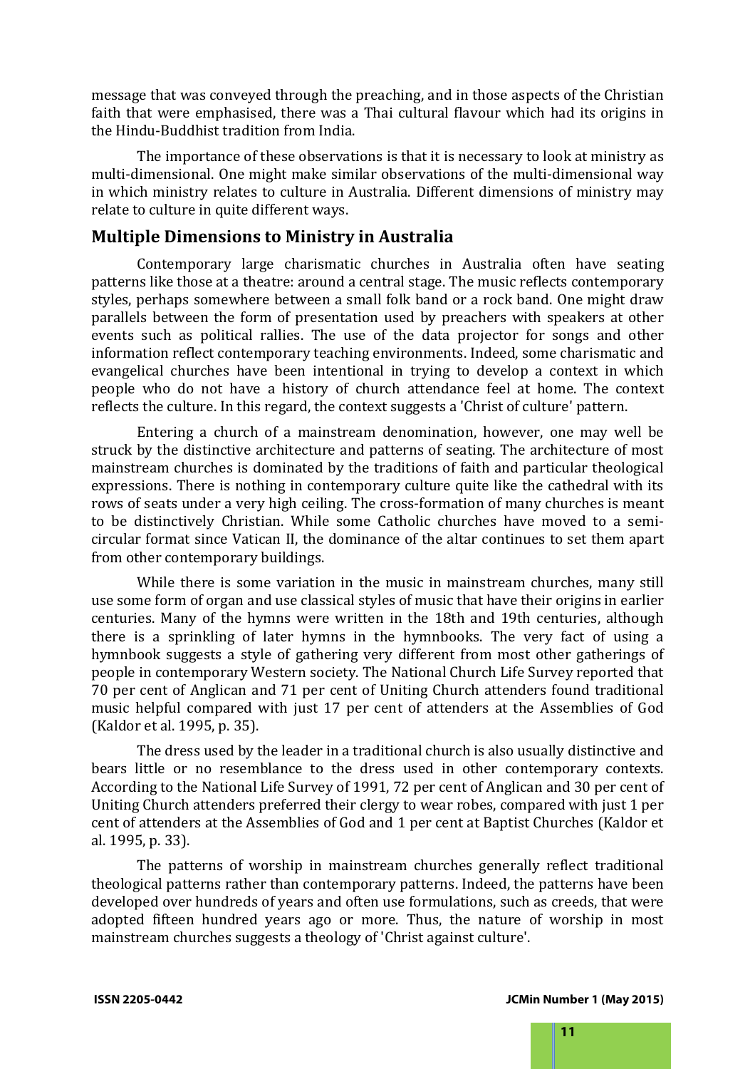message that was conveyed through the preaching, and in those aspects of the Christian faith that were emphasised, there was a Thai cultural flavour which had its origins in the Hindu-Buddhist tradition from India.

The importance of these observations is that it is necessary to look at ministry as multi-dimensional. One might make similar observations of the multi-dimensional way in which ministry relates to culture in Australia. Different dimensions of ministry may relate to culture in quite different ways.

## Multiple Dimensions to Ministry in Australia

Contemporary large charismatic churches in Australia often have seating patterns like those at a theatre: around a central stage. The music reflects contemporary styles, perhaps somewhere between a small folk band or a rock band. One might draw parallels between the form of presentation used by preachers with speakers at other events such as political rallies. The use of the data projector for songs and other information reflect contemporary teaching environments. Indeed, some charismatic and evangelical churches have been intentional in trying to develop a context in which people who do not have a history of church attendance feel at home. The context reflects the culture. In this regard, the context suggests a 'Christ of culture' pattern.

Entering a church of a mainstream denomination, however, one may well be struck by the distinctive architecture and patterns of seating. The architecture of most mainstream churches is dominated by the traditions of faith and particular theological expressions. There is nothing in contemporary culture quite like the cathedral with its rows of seats under a very high ceiling. The cross-formation of many churches is meant to be distinctively Christian. While some Catholic churches have moved to a semi-circular format since Vatican II, the dominance of the altar continues to set them apart from other contemporary buildings.

While there is some variation in the music in mainstream churches, many still use some form of organ and use classical styles of music that have their origins in earlier centuries. Many of the hymns were written in the 18th and 19th centuries, although there is a sprinkling of later hymns in the hymnbooks. The very fact of using a hymnbook suggests a style of gathering very different from most other gatherings of people in contemporary Western society. The National Church Life Survey reported that 70 per cent of Anglican and 71 per cent of Uniting Church attenders found traditional music helpful compared with just 17 per cent of attenders at the Assemblies of God (Kaldor et al. 1995, p. 35).

The dress used by the leader in a traditional church is also usually distinctive and bears little or no resemblance to the dress used in other contemporary contexts. According to the National Life Survey of 1991, 72 per cent of Anglican and 30 per cent of Uniting Church attenders preferred their clergy to wear robes, compared with just 1 per cent of attenders at the Assemblies of God and 1 per cent at Baptist Churches (Kaldor et al. 1995, p. 33).

The patterns of worship in mainstream churches generally reflect traditional theological patterns rather than contemporary patterns. Indeed, the patterns have been developed over hundreds of years and often use formulations, such as creeds, that were adopted fifteen hundred years ago or more. Thus, the nature of worship in most mainstream churches suggests a theology of 'Christ against culture'.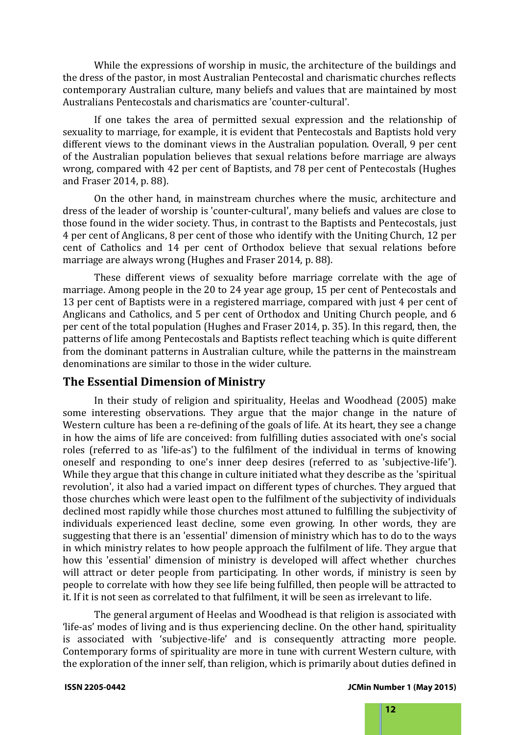While the expressions of worship in music, the architecture of the buildings and the dress of the pastor, in most Australian Pentecostal and charismatic churches reflects contemporary Australian culture, many beliefs and values that are maintained by most Australians Pentecostals and charismatics are 'counter-cultural'.

If one takes the area of permitted sexual expression and the relationship of sexuality to marriage, for example, it is evident that Pentecostals and Baptists hold very different views to the dominant views in the Australian population. Overall, 9 per cent of the Australian population believes that sexual relations before marriage are always wrong, compared with 42 per cent of Baptists, and 78 per cent of Pentecostals (Hughes and Fraser 2014, p. 88).

On the other hand, in mainstream churches where the music, architecture and dress of the leader of worship is 'counter-cultural', many beliefs and values are close to those found in the wider society. Thus, in contrast to the Baptists and Pentecostals, just 4 per cent of Anglicans, 8 per cent of those who identify with the Uniting Church, 12 per cent of Catholics and 14 per cent of Orthodox believe that sexual relations before marriage are always wrong (Hughes and Fraser 2014, p. 88).

These different views of sexuality before marriage correlate with the age of marriage. Among people in the 20 to 24 year age group, 15 per cent of Pentecostals and 13 per cent of Baptists were in a registered marriage, compared with just 4 per cent of Anglicans and Catholics, and 5 per cent of Orthodox and Uniting Church people, and 6 per cent of the total population (Hughes and Fraser 2014, p. 35). In this regard, then, the patterns of life among Pentecostals and Baptists reflect teaching which is quite different from the dominant patterns in Australian culture, while the patterns in the mainstream denominations are similar to those in the wider culture.

## The Essential Dimension of Ministry

In their study of religion and spirituality, Heelas and Woodhead (2005) make some interesting observations. They argue that the major change in the nature of Western culture has been a re-defining of the goals of life. At its heart, they see a change in how the aims of life are conceived: from fulfilling duties associated with one's social roles (referred to as 'life-as') to the fulfilment of the individual in terms of knowing oneself and responding to one's inner deep desires (referred to as 'subjective-life'). While they argue that this change in culture initiated what they describe as the 'spiritual revolution', it also had a varied impact on different types of churches. They argued that those churches which were least open to the fulfilment of the subjectivity of individuals declined most rapidly while those churches most attuned to fulfilling the subjectivity of individuals experienced least decline, some even growing. In other words, they are suggesting that there is an 'essential' dimension of ministry which has to do to the ways in which ministry relates to how people approach the fulfilment of life. They argue that how this 'essential' dimension of ministry is developed will affect whether churches will attract or deter people from participating. In other words, if ministry is seen by people to correlate with how they see life being fulfilled, then people will be attracted to it. If it is not seen as correlated to that fulfilment, it will be seen as irrelevant to life.

The general argument of Heelas and Woodhead is that religion is associated with 'life-as' modes of living and is thus experiencing decline. On the other hand, spirituality is associated with 'subjective-life' and is consequently attracting more people. Contemporary forms of spirituality are more in tune with current Western culture, with the exploration of the inner self, than religion, which is primarily about duties defined in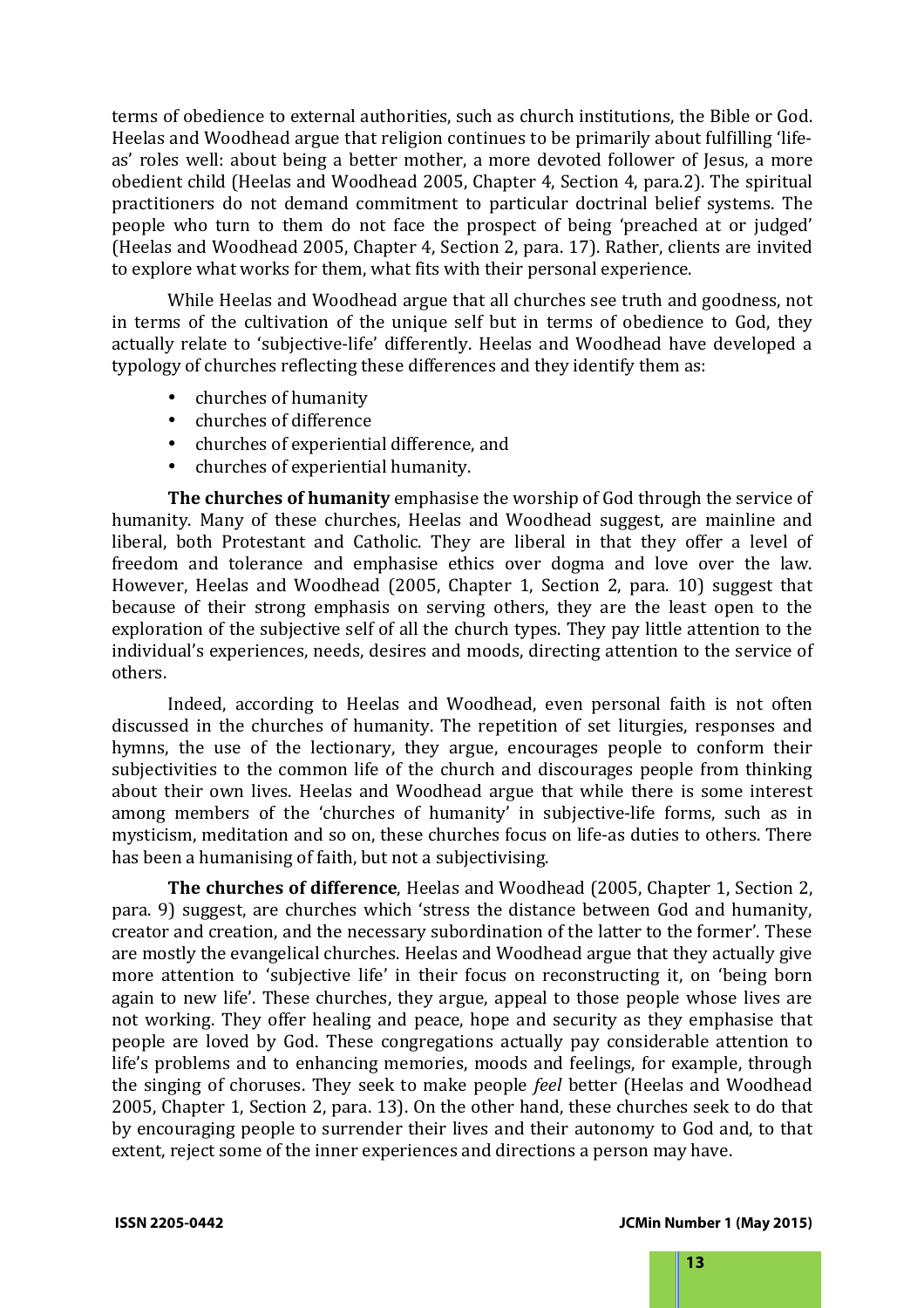terms of obedience to external authorities, such as church institutions, the Bible or God. Heelas and Woodhead argue that religion continues to be primarily about fulfilling 'life-as' roles well: about being a better mother, a more devoted follower of Jesus, a more obedient child (Heelas and Woodhead 2005, Chapter 4, Section 4, para.2). The spiritual practitioners do not demand commitment to particular doctrinal belief systems. The people who turn to them do not face the prospect of being 'preached at or judged' (Heelas and Woodhead 2005, Chapter 4, Section 2, para. 17). Rather, clients are invited to explore what works for them, what fits with their personal experience.

While Heelas and Woodhead argue that all churches see truth and goodness, not in terms of the cultivation of the unique self but in terms of obedience to God, they actually relate to 'subjective-life' differently. Heelas and Woodhead have developed a typology of churches reflecting these differences and they identify them as:

- churches of humanity
- churches of difference
- churches of experiential difference, and
- churches of experiential humanity.

**The churches of humanity** emphasise the worship of God through the service of humanity. Many of these churches, Heelas and Woodhead suggest, are mainline and liberal, both Protestant and Catholic. They are liberal in that they offer a level of freedom and tolerance and emphasise ethics over dogma and love over the law. However, Heelas and Woodhead (2005, Chapter 1, Section 2, para. 10) suggest that because of their strong emphasis on serving others, they are the least open to the exploration of the subjective self of all the church types. They pay little attention to the individual's experiences, needs, desires and moods, directing attention to the service of others.

Indeed, according to Heelas and Woodhead, even personal faith is not often discussed in the churches of humanity. The repetition of set liturgies, responses and hymns, the use of the lectionary, they argue, encourages people to conform their subjectivities to the common life of the church and discourages people from thinking about their own lives. Heelas and Woodhead argue that while there is some interest among members of the 'churches of humanity' in subjective-life forms, such as in mysticism, meditation and so on, these churches focus on life-as duties to others. There has been a humanising of faith, but not a subjectivising.

**The churches of difference**, Heelas and Woodhead (2005, Chapter 1, Section 2, para. 9) suggest, are churches which 'stress the distance between God and humanity, creator and creation, and the necessary subordination of the latter to the former'. These are mostly the evangelical churches. Heelas and Woodhead argue that they actually give more attention to 'subjective life' in their focus on reconstructing it, on 'being born again to new life'. These churches, they argue, appeal to those people whose lives are not working. They offer healing and peace, hope and security as they emphasise that people are loved by God. These congregations actually pay considerable attention to life's problems and to enhancing memories, moods and feelings, for example, through the singing of choruses. They seek to make people *feel* better (Heelas and Woodhead 2005, Chapter 1, Section 2, para. 13). On the other hand, these churches seek to do that by encouraging people to surrender their lives and their autonomy to God and, to that extent, reject some of the inner experiences and directions a person may have.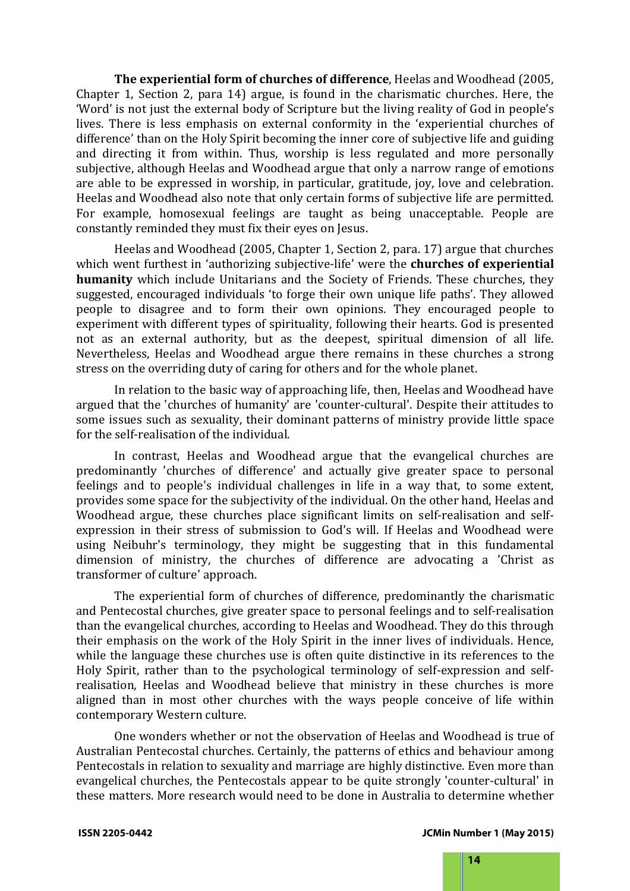**The experiential form of churches of difference**, Heelas and Woodhead (2005, Chapter 1, Section 2, para 14) argue, is found in the charismatic churches. Here, the 'Word' is not just the external body of Scripture but the living reality of God in people's lives. There is less emphasis on external conformity in the 'experiential churches of difference' than on the Holy Spirit becoming the inner core of subjective life and guiding and directing it from within. Thus, worship is less regulated and more personally subjective, although Heelas and Woodhead argue that only a narrow range of emotions are able to be expressed in worship, in particular, gratitude, joy, love and celebration. Heelas and Woodhead also note that only certain forms of subjective life are permitted. For example, homosexual feelings are taught as being unacceptable. People are constantly reminded they must fix their eyes on Jesus.

Heelas and Woodhead (2005, Chapter 1, Section 2, para. 17) argue that churches which went furthest in 'authorizing subjective-life' were the **churches of experiential humanity** which include Unitarians and the Society of Friends. These churches, they suggested, encouraged individuals 'to forge their own unique life paths'. They allowed people to disagree and to form their own opinions. They encouraged people to experiment with different types of spirituality, following their hearts. God is presented not as an external authority, but as the deepest, spiritual dimension of all life. Nevertheless, Heelas and Woodhead argue there remains in these churches a strong stress on the overriding duty of caring for others and for the whole planet.

In relation to the basic way of approaching life, then, Heelas and Woodhead have argued that the 'churches of humanity' are 'counter-cultural'. Despite their attitudes to some issues such as sexuality, their dominant patterns of ministry provide little space for the self-realisation of the individual.

In contrast, Heelas and Woodhead argue that the evangelical churches are predominantly 'churches of difference' and actually give greater space to personal feelings and to people's individual challenges in life in a way that, to some extent, provides some space for the subjectivity of the individual. On the other hand, Heelas and Woodhead argue, these churches place significant limits on self-realisation and self-expression in their stress of submission to God's will. If Heelas and Woodhead were using Neibuhr's terminology, they might be suggesting that in this fundamental dimension of ministry, the churches of difference are advocating a 'Christ as transformer of culture' approach.

The experiential form of churches of difference, predominantly the charismatic and Pentecostal churches, give greater space to personal feelings and to self-realisation than the evangelical churches, according to Heelas and Woodhead. They do this through their emphasis on the work of the Holy Spirit in the inner lives of individuals. Hence, while the language these churches use is often quite distinctive in its references to the Holy Spirit, rather than to the psychological terminology of self-expression and self-realisation, Heelas and Woodhead believe that ministry in these churches is more aligned than in most other churches with the ways people conceive of life within contemporary Western culture.

One wonders whether or not the observation of Heelas and Woodhead is true of Australian Pentecostal churches. Certainly, the patterns of ethics and behaviour among Pentecostals in relation to sexuality and marriage are highly distinctive. Even more than evangelical churches, the Pentecostals appear to be quite strongly 'counter-cultural' in these matters. More research would need to be done in Australia to determine whether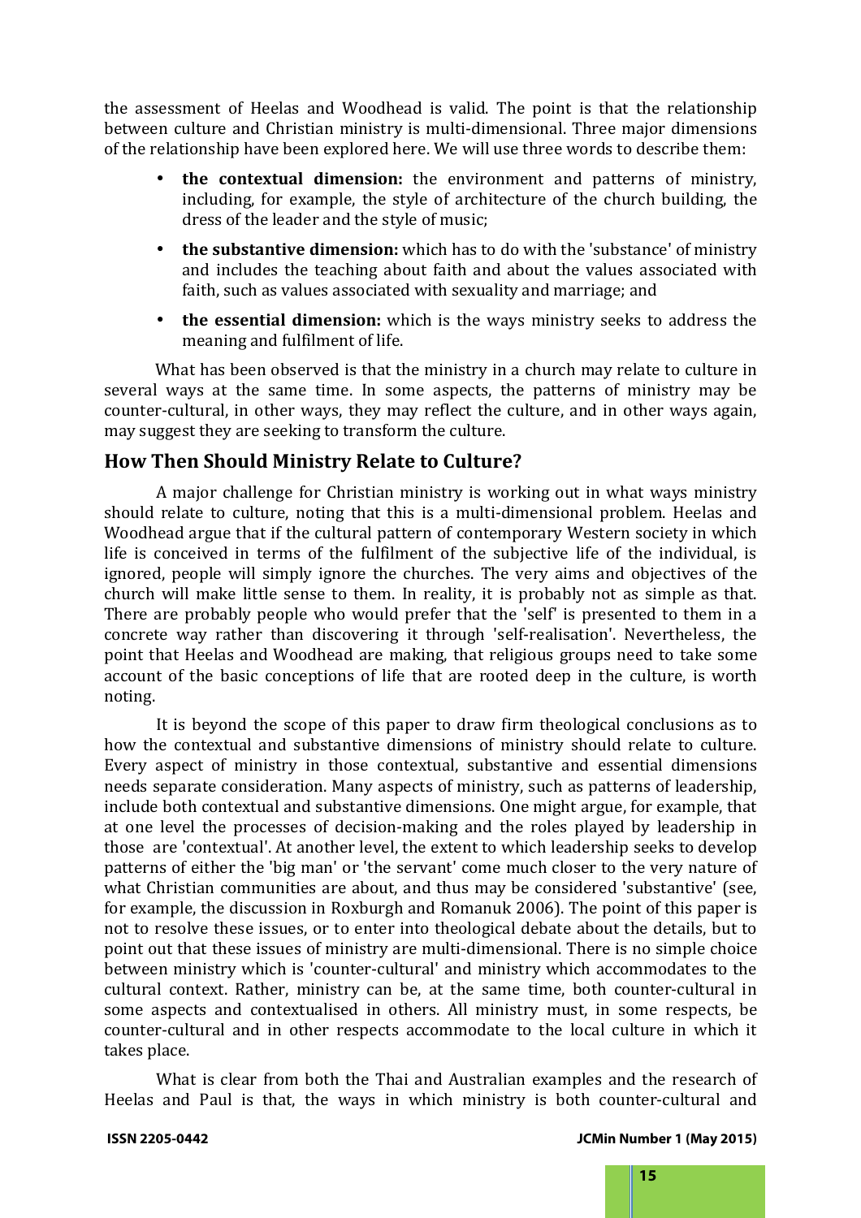the assessment of Heelas and Woodhead is valid. The point is that the relationship between culture and Christian ministry is multi-dimensional. Three major dimensions of the relationship have been explored here. We will use three words to describe them:

- **the contextual dimension:** the environment and patterns of ministry, including, for example, the style of architecture of the church building, the dress of the leader and the style of music;
- **the substantive dimension:** which has to do with the 'substance' of ministry and includes the teaching about faith and about the values associated with faith, such as values associated with sexuality and marriage; and
- **the essential dimension:** which is the ways ministry seeks to address the meaning and fulfilment of life.

What has been observed is that the ministry in a church may relate to culture in several ways at the same time. In some aspects, the patterns of ministry may be counter-cultural, in other ways, they may reflect the culture, and in other ways again, may suggest they are seeking to transform the culture.

## How Then Should Ministry Relate to Culture?

A major challenge for Christian ministry is working out in what ways ministry should relate to culture, noting that this is a multi-dimensional problem. Heelas and Woodhead argue that if the cultural pattern of contemporary Western society in which life is conceived in terms of the fulfilment of the subjective life of the individual, is ignored, people will simply ignore the churches. The very aims and objectives of the church will make little sense to them. In reality, it is probably not as simple as that. There are probably people who would prefer that the 'self' is presented to them in a concrete way rather than discovering it through 'self-realisation'. Nevertheless, the point that Heelas and Woodhead are making, that religious groups need to take some account of the basic conceptions of life that are rooted deep in the culture, is worth noting.

It is beyond the scope of this paper to draw firm theological conclusions as to how the contextual and substantive dimensions of ministry should relate to culture. Every aspect of ministry in those contextual, substantive and essential dimensions needs separate consideration. Many aspects of ministry, such as patterns of leadership, include both contextual and substantive dimensions. One might argue, for example, that at one level the processes of decision-making and the roles played by leadership in those are 'contextual'. At another level, the extent to which leadership seeks to develop patterns of either the 'big man' or 'the servant' come much closer to the very nature of what Christian communities are about, and thus may be considered 'substantive' (see, for example, the discussion in Roxburgh and Romanuk 2006). The point of this paper is not to resolve these issues, or to enter into theological debate about the details, but to point out that these issues of ministry are multi-dimensional. There is no simple choice between ministry which is 'counter-cultural' and ministry which accommodates to the cultural context. Rather, ministry can be, at the same time, both counter-cultural in some aspects and contextualised in others. All ministry must, in some respects, be counter-cultural and in other respects accommodate to the local culture in which it takes place.

What is clear from both the Thai and Australian examples and the research of Heelas and Paul is that, the ways in which ministry is both counter-cultural and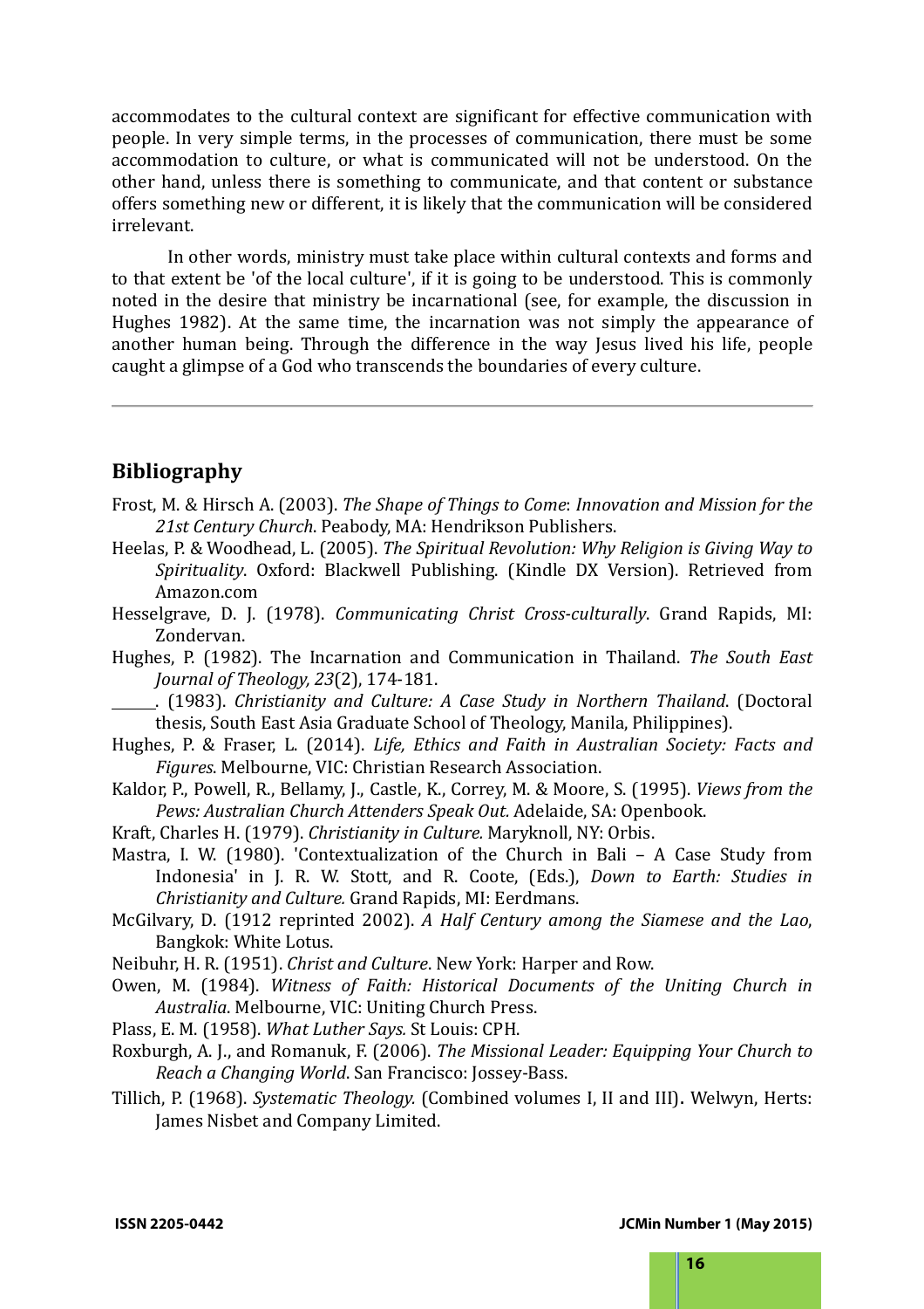accommodates to the cultural context are significant for effective communication with people. In very simple terms, in the processes of communication, there must be some accommodation to culture, or what is communicated will not be understood. On the other hand, unless there is something to communicate, and that content or substance offers something new or different, it is likely that the communication will be considered irrelevant.

In other words, ministry must take place within cultural contexts and forms and to that extent be 'of the local culture', if it is going to be understood. This is commonly noted in the desire that ministry be incarnational (see, for example, the discussion in Hughes 1982). At the same time, the incarnation was not simply the appearance of another human being. Through the difference in the way Jesus lived his life, people caught a glimpse of a God who transcends the boundaries of every culture.

---

## Bibliography

Frost, M. & Hirsch A. (2003). *The Shape of Things to Come*: *Innovation and Mission for the 21st Century Church*. Peabody, MA: Hendrikson Publishers.

Heelas, P. & Woodhead, L. (2005). *The Spiritual Revolution: Why Religion is Giving Way to Spirituality*. Oxford: Blackwell Publishing. (Kindle DX Version). Retrieved from Amazon.com

Hesselgrave, D. J. (1978). *Communicating Christ Cross-culturally*. Grand Rapids, MI: Zondervan.

Hughes, P. (1982). The Incarnation and Communication in Thailand. *The South East Journal of Theology, 23*(2), 174-181.

\_\_\_\_\_\_. (1983). *Christianity and Culture: A Case Study in Northern Thailand*. (Doctoral thesis, South East Asia Graduate School of Theology, Manila, Philippines).

Hughes, P. & Fraser, L. (2014). *Life, Ethics and Faith in Australian Society: Facts and Figures*. Melbourne, VIC: Christian Research Association.

Kaldor, P., Powell, R., Bellamy, J., Castle, K., Correy, M. & Moore, S. (1995). *Views from the Pews: Australian Church Attenders Speak Out.* Adelaide, SA: Openbook.

Kraft, Charles H. (1979). *Christianity in Culture.* Maryknoll, NY: Orbis.

Mastra, I. W. (1980). 'Contextualization of the Church in Bali – A Case Study from Indonesia' in J. R. W. Stott, and R. Coote, (Eds.), *Down to Earth: Studies in Christianity and Culture.* Grand Rapids, MI: Eerdmans.

McGilvary, D. (1912 reprinted 2002). *A Half Century among the Siamese and the Lao*, Bangkok: White Lotus.

Neibuhr, H. R. (1951). *Christ and Culture*. New York: Harper and Row.

Owen, M. (1984). *Witness of Faith: Historical Documents of the Uniting Church in Australia*. Melbourne, VIC: Uniting Church Press.

Plass, E. M. (1958). *What Luther Says.* St Louis: CPH.

Roxburgh, A. J., and Romanuk, F. (2006). *The Missional Leader: Equipping Your Church to Reach a Changing World*. San Francisco: Jossey-Bass.

Tillich, P. (1968). *Systematic Theology.* (Combined volumes I, II and III). Welwyn, Herts: James Nisbet and Company Limited.